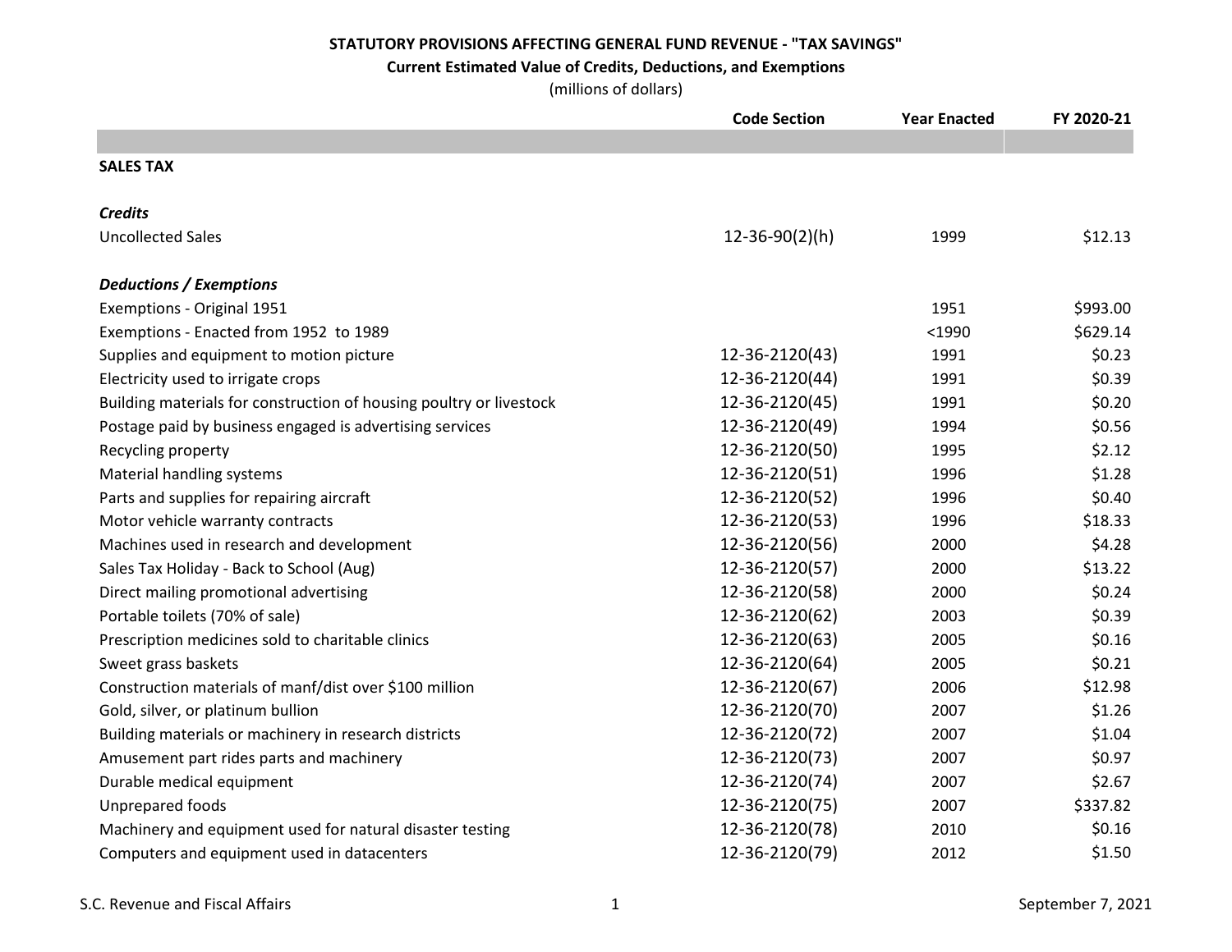**STATUTORY PROVISIONS AFFECTING GENERAL FUND REVENUE - "TAX SAVINGS"**

**Current Estimated Value of Credits, Deductions, and Exemptions**

(millions of dollars)

| | Code Section | Year Enacted | FY 2020-21 |
|---|---|---|---|
| **SALES TAX** | | | |
| ***Credits*** | | | |
| Uncollected Sales | 12-36-90(2)(h) | 1999 | $12.13 |
| ***Deductions / Exemptions*** | | | |
| Exemptions - Original 1951 | | 1951 | $993.00 |
| Exemptions - Enacted from 1952 to 1989 | | <1990 | $629.14 |
| Supplies and equipment to motion picture | 12-36-2120(43) | 1991 | $0.23 |
| Electricity used to irrigate crops | 12-36-2120(44) | 1991 | $0.39 |
| Building materials for construction of housing poultry or livestock | 12-36-2120(45) | 1991 | $0.20 |
| Postage paid by business engaged is advertising services | 12-36-2120(49) | 1994 | $0.56 |
| Recycling property | 12-36-2120(50) | 1995 | $2.12 |
| Material handling systems | 12-36-2120(51) | 1996 | $1.28 |
| Parts and supplies for repairing aircraft | 12-36-2120(52) | 1996 | $0.40 |
| Motor vehicle warranty contracts | 12-36-2120(53) | 1996 | $18.33 |
| Machines used in research and development | 12-36-2120(56) | 2000 | $4.28 |
| Sales Tax Holiday - Back to School (Aug) | 12-36-2120(57) | 2000 | $13.22 |
| Direct mailing promotional advertising | 12-36-2120(58) | 2000 | $0.24 |
| Portable toilets (70% of sale) | 12-36-2120(62) | 2003 | $0.39 |
| Prescription medicines sold to charitable clinics | 12-36-2120(63) | 2005 | $0.16 |
| Sweet grass baskets | 12-36-2120(64) | 2005 | $0.21 |
| Construction materials of manf/dist over $100 million | 12-36-2120(67) | 2006 | $12.98 |
| Gold, silver, or platinum bullion | 12-36-2120(70) | 2007 | $1.26 |
| Building materials or machinery in research districts | 12-36-2120(72) | 2007 | $1.04 |
| Amusement part rides parts and machinery | 12-36-2120(73) | 2007 | $0.97 |
| Durable medical equipment | 12-36-2120(74) | 2007 | $2.67 |
| Unprepared foods | 12-36-2120(75) | 2007 | $337.82 |
| Machinery and equipment used for natural disaster testing | 12-36-2120(78) | 2010 | $0.16 |
| Computers and equipment used in datacenters | 12-36-2120(79) | 2012 | $1.50 |

S.C. Revenue and Fiscal Affairs — September 7, 2021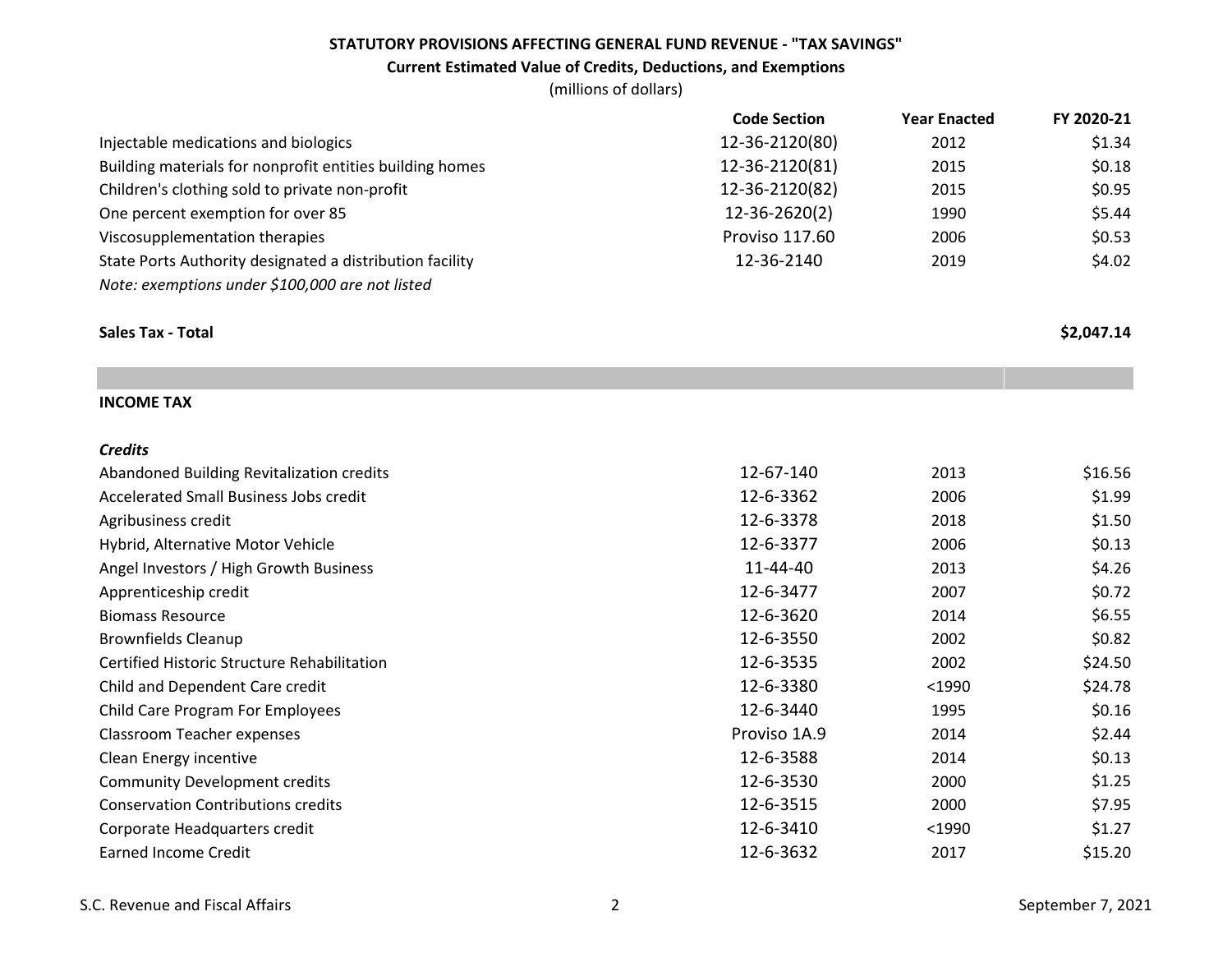**STATUTORY PROVISIONS AFFECTING GENERAL FUND REVENUE - "TAX SAVINGS"**
**Current Estimated Value of Credits, Deductions, and Exemptions**
(millions of dollars)

| | Code Section | Year Enacted | FY 2020-21 |
|---|---|---|---|
| Injectable medications and biologics | 12-36-2120(80) | 2012 | $1.34 |
| Building materials for nonprofit entities building homes | 12-36-2120(81) | 2015 | $0.18 |
| Children's clothing sold to private non-profit | 12-36-2120(82) | 2015 | $0.95 |
| One percent exemption for over 85 | 12-36-2620(2) | 1990 | $5.44 |
| Viscosupplementation therapies | Proviso 117.60 | 2006 | $0.53 |
| State Ports Authority designated a distribution facility | 12-36-2140 | 2019 | $4.02 |
| *Note: exemptions under $100,000 are not listed* | | | |
| **Sales Tax - Total** | | | **$2,047.14** |

**INCOME TAX**

***Credits***

| | Code Section | Year Enacted | FY 2020-21 |
|---|---|---|---|
| Abandoned Building Revitalization credits | 12-67-140 | 2013 | $16.56 |
| Accelerated Small Business Jobs credit | 12-6-3362 | 2006 | $1.99 |
| Agribusiness credit | 12-6-3378 | 2018 | $1.50 |
| Hybrid, Alternative Motor Vehicle | 12-6-3377 | 2006 | $0.13 |
| Angel Investors / High Growth Business | 11-44-40 | 2013 | $4.26 |
| Apprenticeship credit | 12-6-3477 | 2007 | $0.72 |
| Biomass Resource | 12-6-3620 | 2014 | $6.55 |
| Brownfields Cleanup | 12-6-3550 | 2002 | $0.82 |
| Certified Historic Structure Rehabilitation | 12-6-3535 | 2002 | $24.50 |
| Child and Dependent Care credit | 12-6-3380 | <1990 | $24.78 |
| Child Care Program For Employees | 12-6-3440 | 1995 | $0.16 |
| Classroom Teacher expenses | Proviso 1A.9 | 2014 | $2.44 |
| Clean Energy incentive | 12-6-3588 | 2014 | $0.13 |
| Community Development credits | 12-6-3530 | 2000 | $1.25 |
| Conservation Contributions credits | 12-6-3515 | 2000 | $7.95 |
| Corporate Headquarters credit | 12-6-3410 | <1990 | $1.27 |
| Earned Income Credit | 12-6-3632 | 2017 | $15.20 |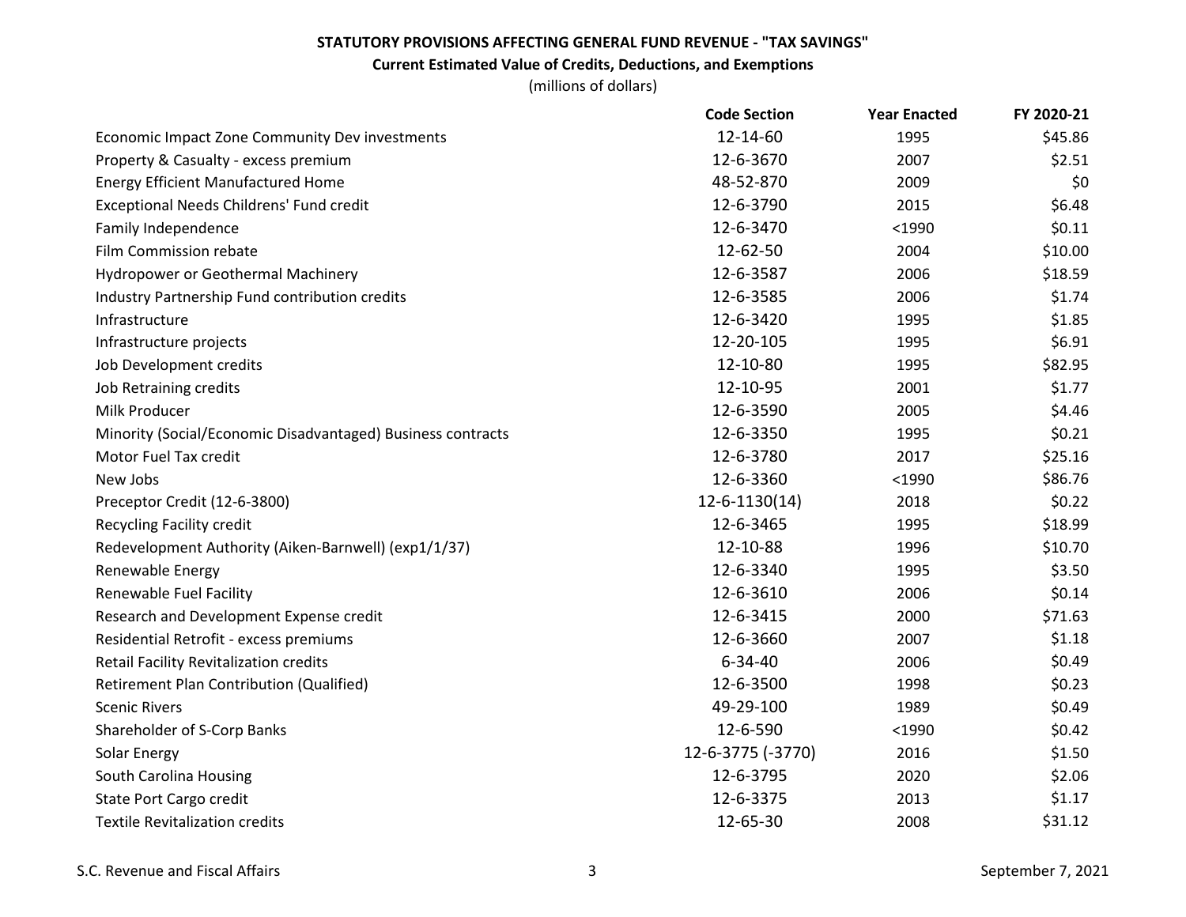**STATUTORY PROVISIONS AFFECTING GENERAL FUND REVENUE - "TAX SAVINGS"**

**Current Estimated Value of Credits, Deductions, and Exemptions**

(millions of dollars)

| | Code Section | Year Enacted | FY 2020-21 |
|---|---|---|---|
| Economic Impact Zone Community Dev investments | 12-14-60 | 1995 | $45.86 |
| Property & Casualty - excess premium | 12-6-3670 | 2007 | $2.51 |
| Energy Efficient Manufactured Home | 48-52-870 | 2009 | $0 |
| Exceptional Needs Childrens' Fund credit | 12-6-3790 | 2015 | $6.48 |
| Family Independence | 12-6-3470 | <1990 | $0.11 |
| Film Commission rebate | 12-62-50 | 2004 | $10.00 |
| Hydropower or Geothermal Machinery | 12-6-3587 | 2006 | $18.59 |
| Industry Partnership Fund contribution credits | 12-6-3585 | 2006 | $1.74 |
| Infrastructure | 12-6-3420 | 1995 | $1.85 |
| Infrastructure projects | 12-20-105 | 1995 | $6.91 |
| Job Development credits | 12-10-80 | 1995 | $82.95 |
| Job Retraining credits | 12-10-95 | 2001 | $1.77 |
| Milk Producer | 12-6-3590 | 2005 | $4.46 |
| Minority (Social/Economic Disadvantaged) Business contracts | 12-6-3350 | 1995 | $0.21 |
| Motor Fuel Tax credit | 12-6-3780 | 2017 | $25.16 |
| New Jobs | 12-6-3360 | <1990 | $86.76 |
| Preceptor Credit (12-6-3800) | 12-6-1130(14) | 2018 | $0.22 |
| Recycling Facility credit | 12-6-3465 | 1995 | $18.99 |
| Redevelopment Authority (Aiken-Barnwell) (exp1/1/37) | 12-10-88 | 1996 | $10.70 |
| Renewable Energy | 12-6-3340 | 1995 | $3.50 |
| Renewable Fuel Facility | 12-6-3610 | 2006 | $0.14 |
| Research and Development Expense credit | 12-6-3415 | 2000 | $71.63 |
| Residential Retrofit - excess premiums | 12-6-3660 | 2007 | $1.18 |
| Retail Facility Revitalization credits | 6-34-40 | 2006 | $0.49 |
| Retirement Plan Contribution (Qualified) | 12-6-3500 | 1998 | $0.23 |
| Scenic Rivers | 49-29-100 | 1989 | $0.49 |
| Shareholder of S-Corp Banks | 12-6-590 | <1990 | $0.42 |
| Solar Energy | 12-6-3775 (-3770) | 2016 | $1.50 |
| South Carolina Housing | 12-6-3795 | 2020 | $2.06 |
| State Port Cargo credit | 12-6-3375 | 2013 | $1.17 |
| Textile Revitalization credits | 12-65-30 | 2008 | $31.12 |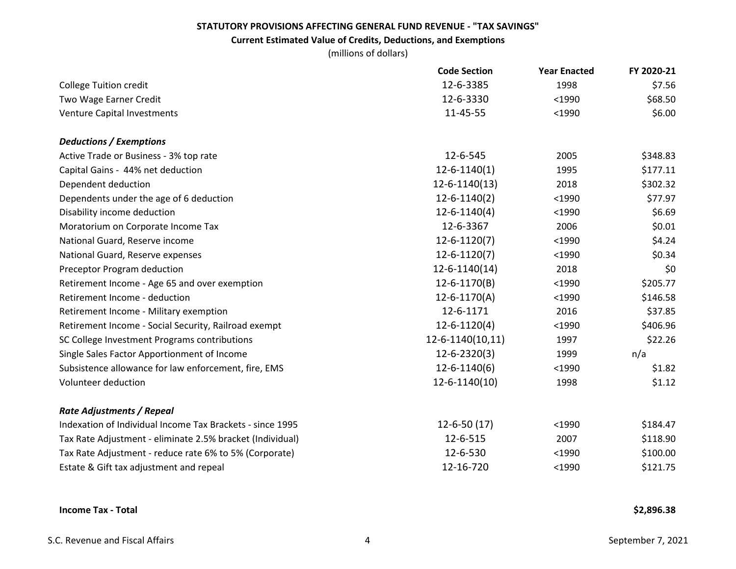**STATUTORY PROVISIONS AFFECTING GENERAL FUND REVENUE - "TAX SAVINGS"**

**Current Estimated Value of Credits, Deductions, and Exemptions**

(millions of dollars)

| | Code Section | Year Enacted | FY 2020-21 |
|---|---|---|---|
| College Tuition credit | 12-6-3385 | 1998 | $7.56 |
| Two Wage Earner Credit | 12-6-3330 | <1990 | $68.50 |
| Venture Capital Investments | 11-45-55 | <1990 | $6.00 |
| | | | |
| ***Deductions / Exemptions*** | | | |
| Active Trade or Business - 3% top rate | 12-6-545 | 2005 | $348.83 |
| Capital Gains - 44% net deduction | 12-6-1140(1) | 1995 | $177.11 |
| Dependent deduction | 12-6-1140(13) | 2018 | $302.32 |
| Dependents under the age of 6 deduction | 12-6-1140(2) | <1990 | $77.97 |
| Disability income deduction | 12-6-1140(4) | <1990 | $6.69 |
| Moratorium on Corporate Income Tax | 12-6-3367 | 2006 | $0.01 |
| National Guard, Reserve income | 12-6-1120(7) | <1990 | $4.24 |
| National Guard, Reserve expenses | 12-6-1120(7) | <1990 | $0.34 |
| Preceptor Program deduction | 12-6-1140(14) | 2018 | $0 |
| Retirement Income - Age 65 and over exemption | 12-6-1170(B) | <1990 | $205.77 |
| Retirement Income - deduction | 12-6-1170(A) | <1990 | $146.58 |
| Retirement Income - Military exemption | 12-6-1171 | 2016 | $37.85 |
| Retirement Income - Social Security, Railroad exempt | 12-6-1120(4) | <1990 | $406.96 |
| SC College Investment Programs contributions | 12-6-1140(10,11) | 1997 | $22.26 |
| Single Sales Factor Apportionment of Income | 12-6-2320(3) | 1999 | n/a |
| Subsistence allowance for law enforcement, fire, EMS | 12-6-1140(6) | <1990 | $1.82 |
| Volunteer deduction | 12-6-1140(10) | 1998 | $1.12 |
| | | | |
| ***Rate Adjustments / Repeal*** | | | |
| Indexation of Individual Income Tax Brackets - since 1995 | 12-6-50 (17) | <1990 | $184.47 |
| Tax Rate Adjustment - eliminate 2.5% bracket (Individual) | 12-6-515 | 2007 | $118.90 |
| Tax Rate Adjustment - reduce rate 6% to 5% (Corporate) | 12-6-530 | <1990 | $100.00 |
| Estate & Gift tax adjustment and repeal | 12-16-720 | <1990 | $121.75 |
| | | | |
| **Income Tax - Total** | | | **$2,896.38** |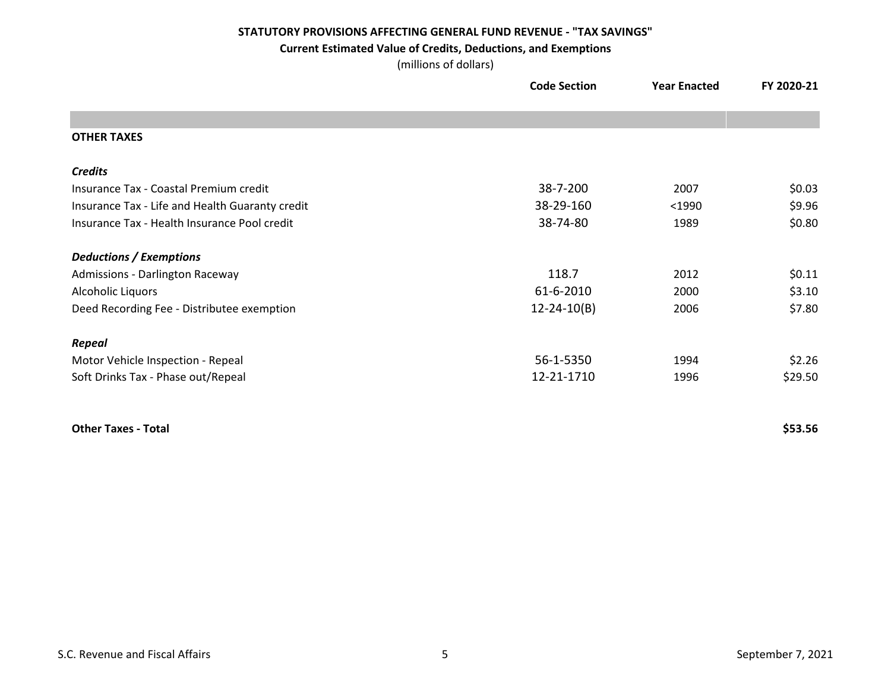**STATUTORY PROVISIONS AFFECTING GENERAL FUND REVENUE - "TAX SAVINGS"**

**Current Estimated Value of Credits, Deductions, and Exemptions**

(millions of dollars)

| | Code Section | Year Enacted | FY 2020-21 |
|---|---|---|---|
| **OTHER TAXES** | | | |
| ***Credits*** | | | |
| Insurance Tax - Coastal Premium credit | 38-7-200 | 2007 | $0.03 |
| Insurance Tax - Life and Health Guaranty credit | 38-29-160 | <1990 | $9.96 |
| Insurance Tax - Health Insurance Pool credit | 38-74-80 | 1989 | $0.80 |
| ***Deductions / Exemptions*** | | | |
| Admissions - Darlington Raceway | 118.7 | 2012 | $0.11 |
| Alcoholic Liquors | 61-6-2010 | 2000 | $3.10 |
| Deed Recording Fee - Distributee exemption | 12-24-10(B) | 2006 | $7.80 |
| ***Repeal*** | | | |
| Motor Vehicle Inspection - Repeal | 56-1-5350 | 1994 | $2.26 |
| Soft Drinks Tax - Phase out/Repeal | 12-21-1710 | 1996 | $29.50 |
| **Other Taxes - Total** | | | **$53.56** |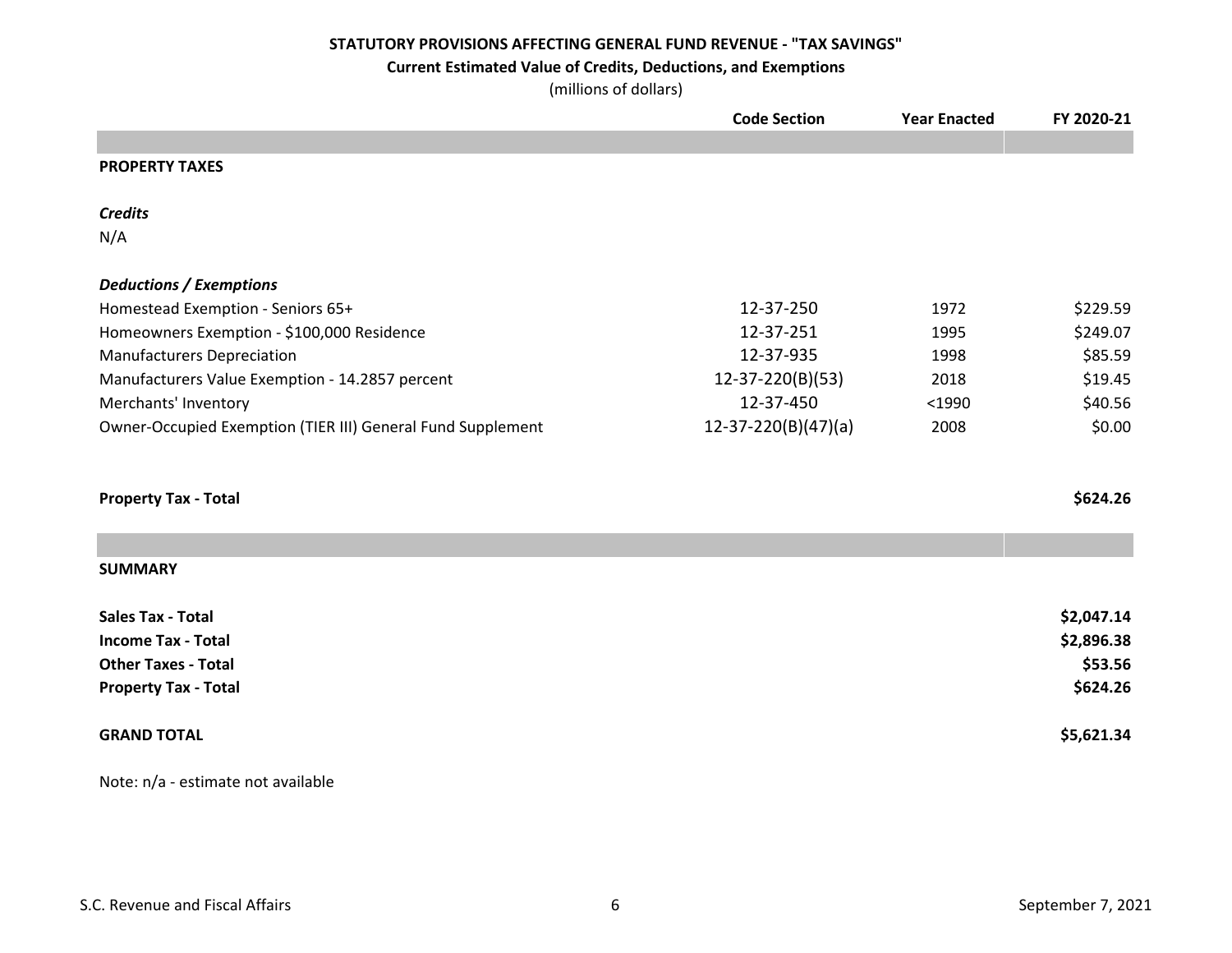**STATUTORY PROVISIONS AFFECTING GENERAL FUND REVENUE - "TAX SAVINGS"**

**Current Estimated Value of Credits, Deductions, and Exemptions**

(millions of dollars)

| | Code Section | Year Enacted | FY 2020-21 |
|---|---|---|---|
| **PROPERTY TAXES** | | | |
| ***Credits*** | | | |
| N/A | | | |
| ***Deductions / Exemptions*** | | | |
| Homestead Exemption - Seniors 65+ | 12-37-250 | 1972 | $229.59 |
| Homeowners Exemption - $100,000 Residence | 12-37-251 | 1995 | $249.07 |
| Manufacturers Depreciation | 12-37-935 | 1998 | $85.59 |
| Manufacturers Value Exemption - 14.2857 percent | 12-37-220(B)(53) | 2018 | $19.45 |
| Merchants' Inventory | 12-37-450 | <1990 | $40.56 |
| Owner-Occupied Exemption (TIER III) General Fund Supplement | 12-37-220(B)(47)(a) | 2008 | $0.00 |
| **Property Tax - Total** | | | **$624.26** |
| **SUMMARY** | | | |
| **Sales Tax - Total** | | | **$2,047.14** |
| **Income Tax - Total** | | | **$2,896.38** |
| **Other Taxes - Total** | | | **$53.56** |
| **Property Tax - Total** | | | **$624.26** |
| **GRAND TOTAL** | | | **$5,621.34** |

Note: n/a - estimate not available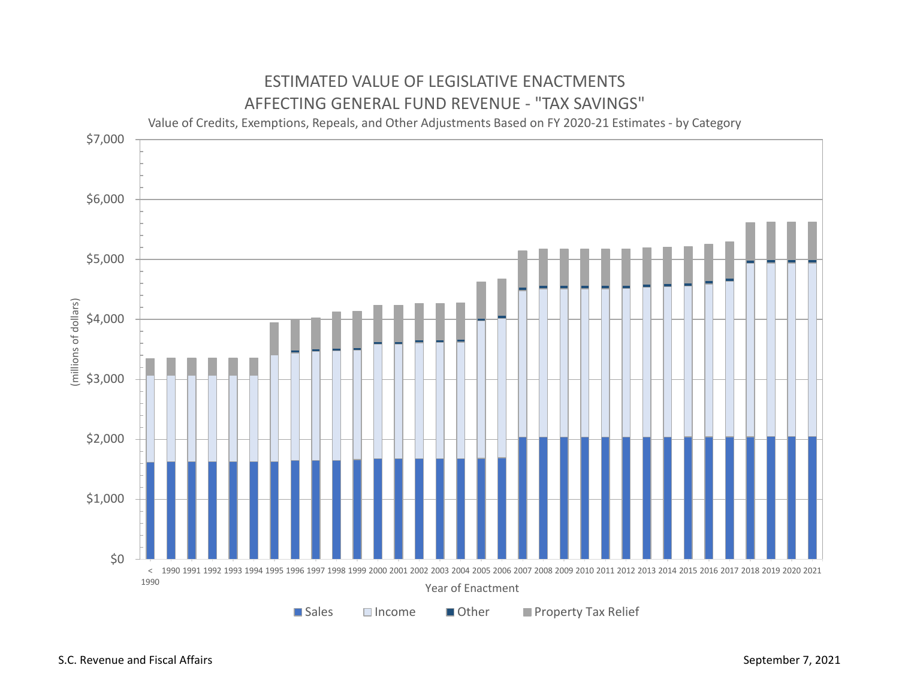# ESTIMATED VALUE OF LEGISLATIVE ENACTMENTS AFFECTING GENERAL FUND REVENUE - "TAX SAVINGS"

Value of Credits, Exemptions, Repeals, and Other Adjustments Based on FY 2020-21 Estimates - by Category

(millions of dollars)

$7,000
$6,000
$5,000
$4,000
$3,000
$2,000
$1,000
$0

< 1990 1990 1991 1992 1993 1994 1995 1996 1997 1998 1999 2000 2001 2002 2003 2004 2005 2006 2007 2008 2009 2010 2011 2012 2013 2014 2015 2016 2017 2018 2019 2020 2021

Year of Enactment

Sales | Income | Other | Property Tax Relief

S.C. Revenue and Fiscal Affairs

September 7, 2021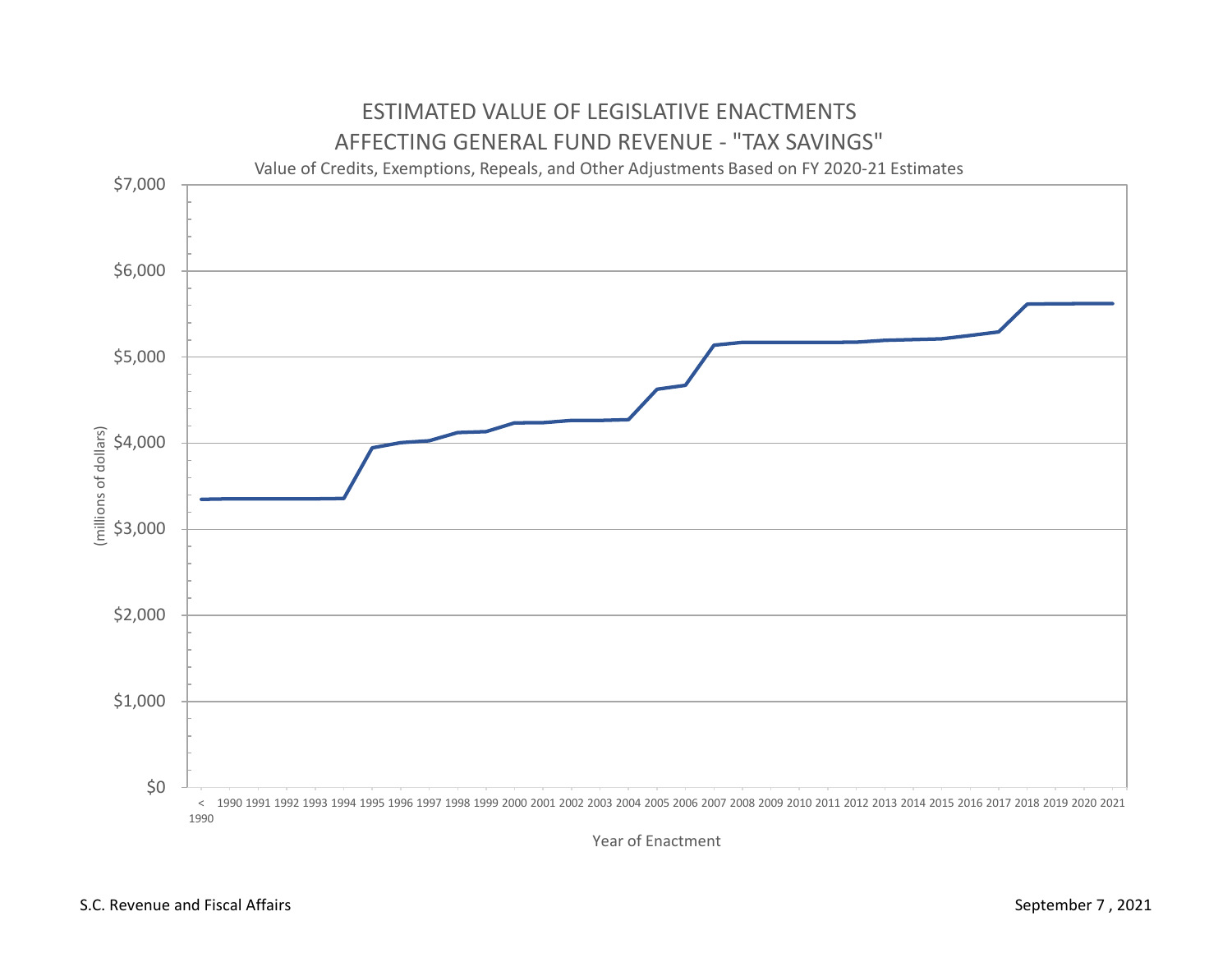ESTIMATED VALUE OF LEGISLATIVE ENACTMENTS
AFFECTING GENERAL FUND REVENUE - "TAX SAVINGS"

Value of Credits, Exemptions, Repeals, and Other Adjustments Based on FY 2020-21 Estimates

$7,000
$6,000
$5,000
$4,000
$3,000
$2,000
$1,000
$0

(millions of dollars)

< 1990 1990 1991 1992 1993 1994 1995 1996 1997 1998 1999 2000 2001 2002 2003 2004 2005 2006 2007 2008 2009 2010 2011 2012 2013 2014 2015 2016 2017 2018 2019 2020 2021

Year of Enactment

S.C. Revenue and Fiscal Affairs

September 7 , 2021